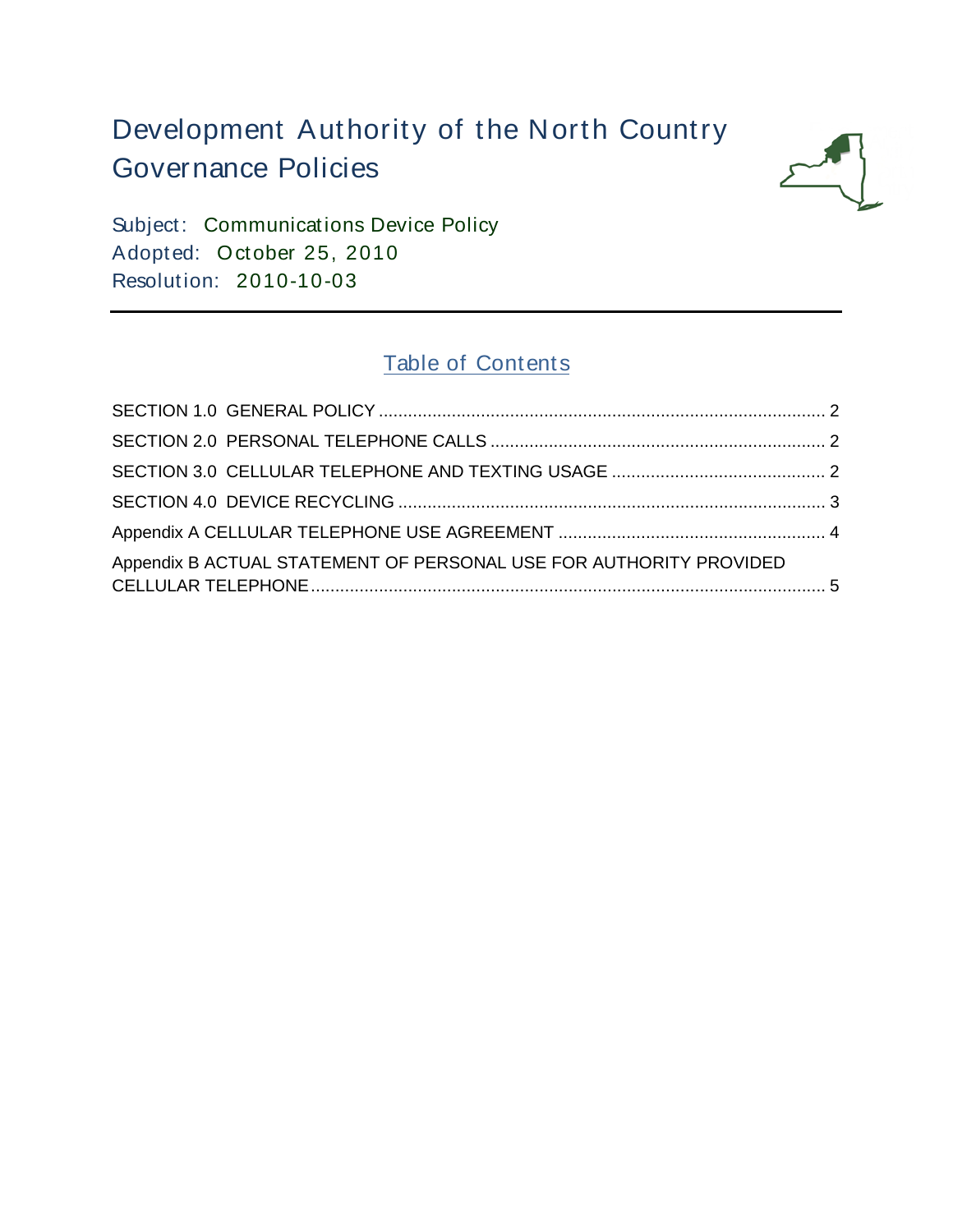# Development Authority of the North Country Governance Policies

Subject: Communications Device Policy
Adopted: October 25, 2010
Resolution: 2010-10-03

---

## Table of Contents

SECTION 1.0 GENERAL POLICY ........................................................................................... 2

SECTION 2.0 PERSONAL TELEPHONE CALLS .................................................................... 2

SECTION 3.0 CELLULAR TELEPHONE AND TEXTING USAGE ........................................... 2

SECTION 4.0 DEVICE RECYCLING ....................................................................................... 3

Appendix A CELLULAR TELEPHONE USE AGREEMENT ...................................................... 4

Appendix B ACTUAL STATEMENT OF PERSONAL USE FOR AUTHORITY PROVIDED CELLULAR TELEPHONE ......................................................................................................... 5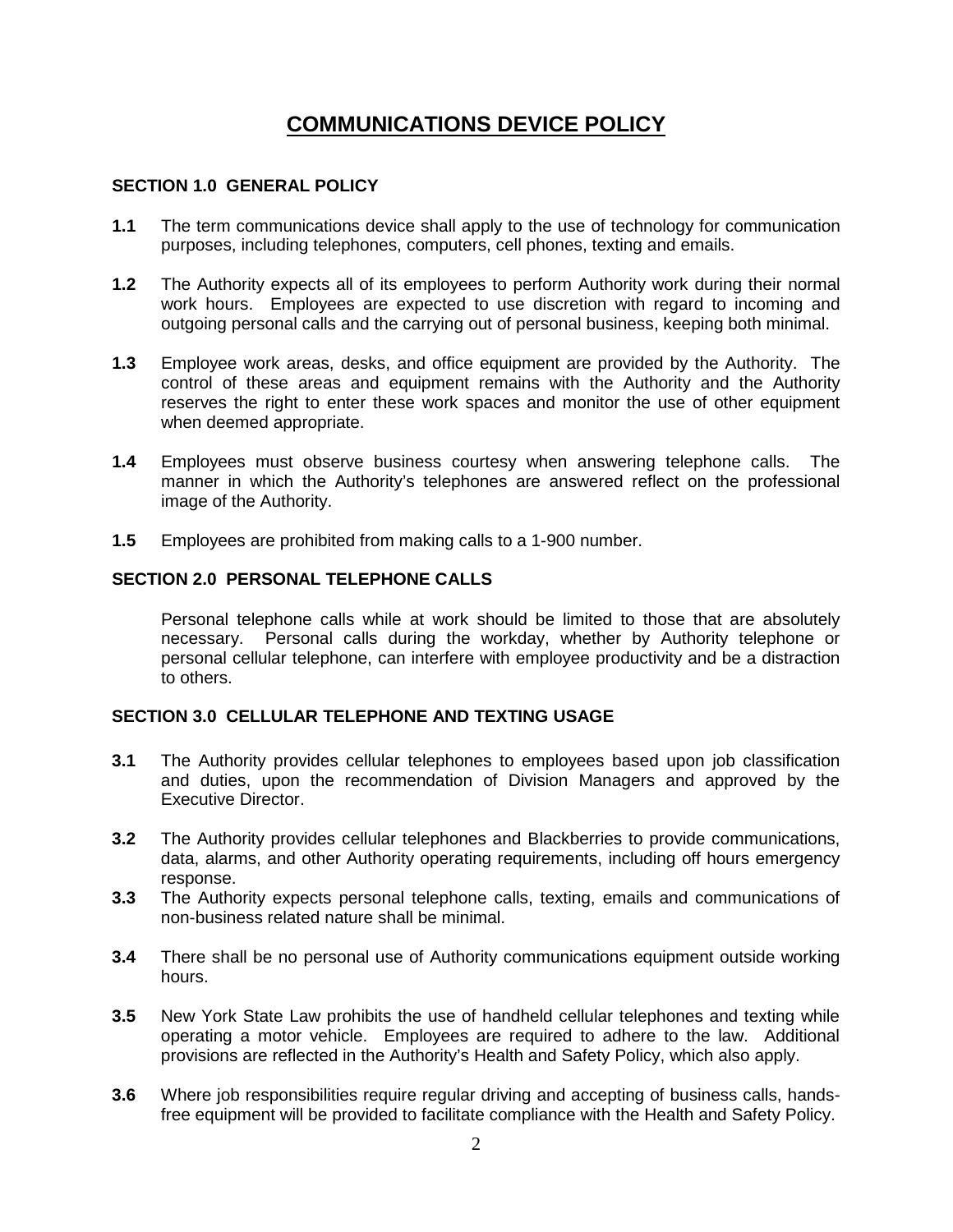# COMMUNICATIONS DEVICE POLICY

### SECTION 1.0 GENERAL POLICY

**1.1** The term communications device shall apply to the use of technology for communication purposes, including telephones, computers, cell phones, texting and emails.

**1.2** The Authority expects all of its employees to perform Authority work during their normal work hours. Employees are expected to use discretion with regard to incoming and outgoing personal calls and the carrying out of personal business, keeping both minimal.

**1.3** Employee work areas, desks, and office equipment are provided by the Authority. The control of these areas and equipment remains with the Authority and the Authority reserves the right to enter these work spaces and monitor the use of other equipment when deemed appropriate.

**1.4** Employees must observe business courtesy when answering telephone calls. The manner in which the Authority's telephones are answered reflect on the professional image of the Authority.

**1.5** Employees are prohibited from making calls to a 1-900 number.

### SECTION 2.0 PERSONAL TELEPHONE CALLS

Personal telephone calls while at work should be limited to those that are absolutely necessary. Personal calls during the workday, whether by Authority telephone or personal cellular telephone, can interfere with employee productivity and be a distraction to others.

### SECTION 3.0 CELLULAR TELEPHONE AND TEXTING USAGE

**3.1** The Authority provides cellular telephones to employees based upon job classification and duties, upon the recommendation of Division Managers and approved by the Executive Director.

**3.2** The Authority provides cellular telephones and Blackberries to provide communications, data, alarms, and other Authority operating requirements, including off hours emergency response.

**3.3** The Authority expects personal telephone calls, texting, emails and communications of non-business related nature shall be minimal.

**3.4** There shall be no personal use of Authority communications equipment outside working hours.

**3.5** New York State Law prohibits the use of handheld cellular telephones and texting while operating a motor vehicle. Employees are required to adhere to the law. Additional provisions are reflected in the Authority's Health and Safety Policy, which also apply.

**3.6** Where job responsibilities require regular driving and accepting of business calls, hands-free equipment will be provided to facilitate compliance with the Health and Safety Policy.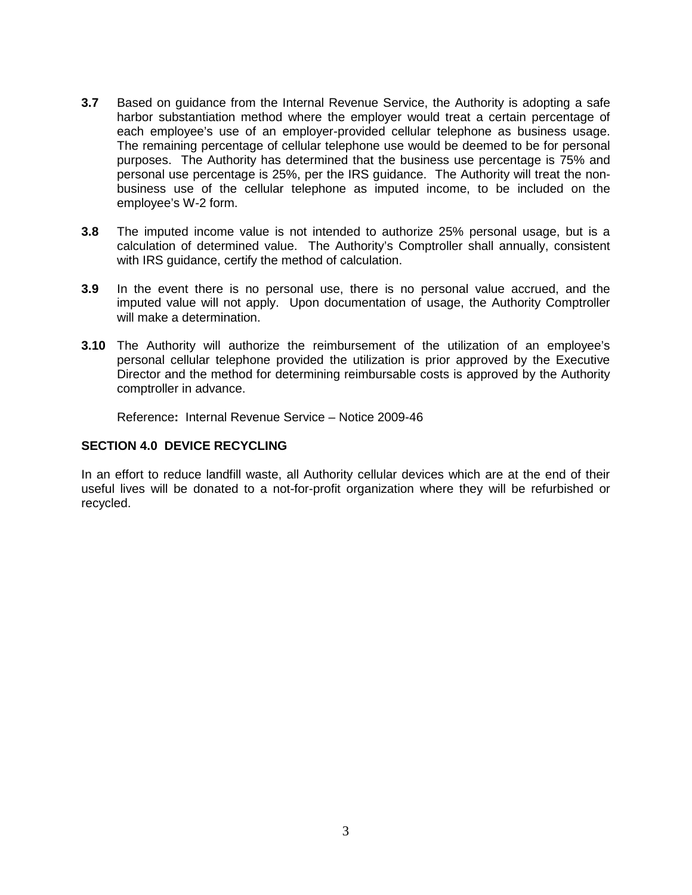**3.7** Based on guidance from the Internal Revenue Service, the Authority is adopting a safe harbor substantiation method where the employer would treat a certain percentage of each employee's use of an employer-provided cellular telephone as business usage. The remaining percentage of cellular telephone use would be deemed to be for personal purposes. The Authority has determined that the business use percentage is 75% and personal use percentage is 25%, per the IRS guidance. The Authority will treat the non-business use of the cellular telephone as imputed income, to be included on the employee's W-2 form.

**3.8** The imputed income value is not intended to authorize 25% personal usage, but is a calculation of determined value. The Authority's Comptroller shall annually, consistent with IRS guidance, certify the method of calculation.

**3.9** In the event there is no personal use, there is no personal value accrued, and the imputed value will not apply. Upon documentation of usage, the Authority Comptroller will make a determination.

**3.10** The Authority will authorize the reimbursement of the utilization of an employee's personal cellular telephone provided the utilization is prior approved by the Executive Director and the method for determining reimbursable costs is approved by the Authority comptroller in advance.

Reference**:** Internal Revenue Service – Notice 2009-46

**SECTION 4.0 DEVICE RECYCLING**

In an effort to reduce landfill waste, all Authority cellular devices which are at the end of their useful lives will be donated to a not-for-profit organization where they will be refurbished or recycled.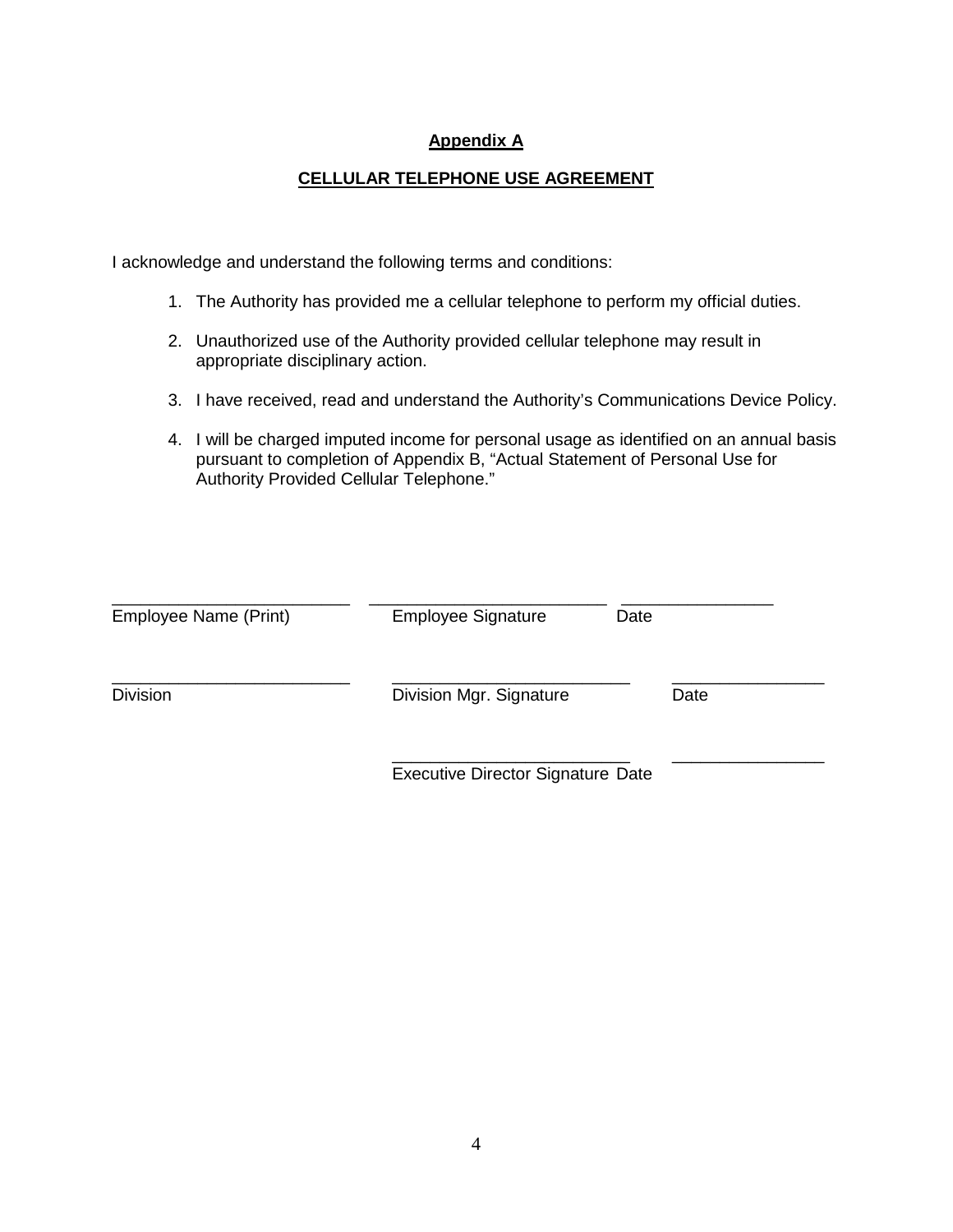**Appendix A**

**CELLULAR TELEPHONE USE AGREEMENT**

I acknowledge and understand the following terms and conditions:

1. The Authority has provided me a cellular telephone to perform my official duties.
2. Unauthorized use of the Authority provided cellular telephone may result in appropriate disciplinary action.
3. I have received, read and understand the Authority's Communications Device Policy.
4. I will be charged imputed income for personal usage as identified on an annual basis pursuant to completion of Appendix B, "Actual Statement of Personal Use for Authority Provided Cellular Telephone."

| | | |
|---|---|---|
| _________________________ | _________________________ | ________________ |
| Employee Name (Print) | Employee Signature | Date |
| _________________________ | _________________________ | ________________ |
| Division | Division Mgr. Signature | Date |
| | _________________________ | ________________ |
| | Executive Director Signature | Date |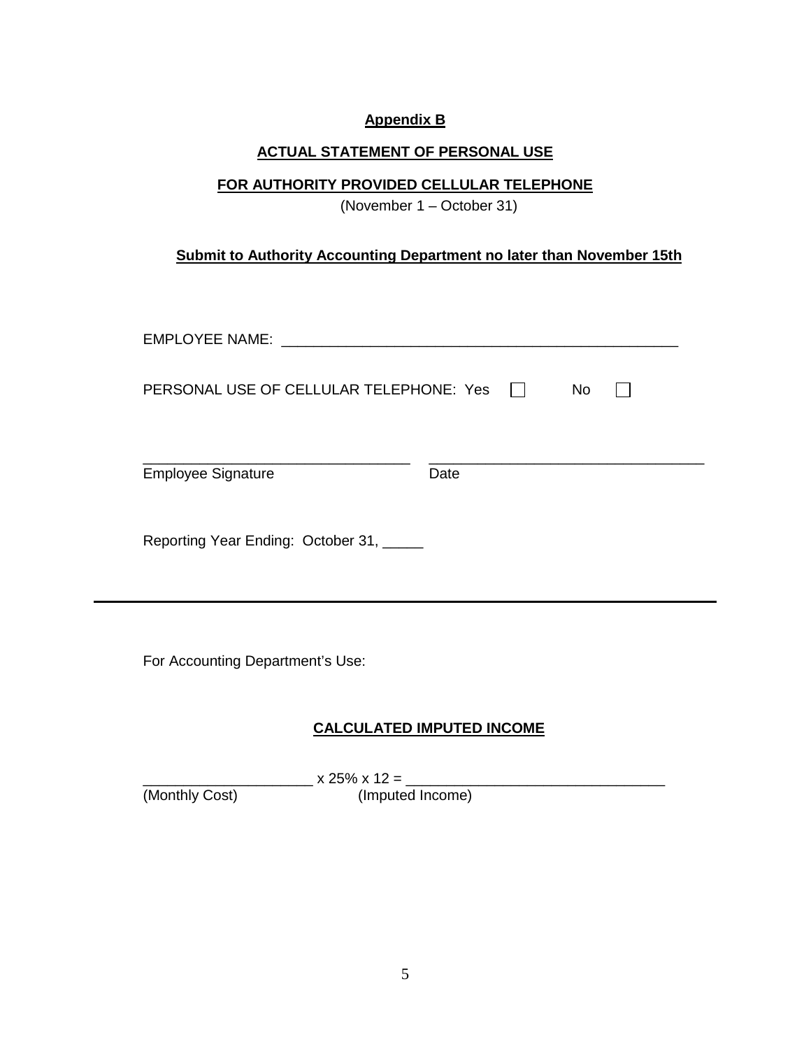**Appendix B**

**ACTUAL STATEMENT OF PERSONAL USE**

**FOR AUTHORITY PROVIDED CELLULAR TELEPHONE**

(November 1 – October 31)

**Submit to Authority Accounting Department no later than November 15th**

EMPLOYEE NAME: ___________________________________________________

PERSONAL USE OF CELLULAR TELEPHONE: Yes ☐ No ☐

_________________________________ _________________________________

Employee Signature Date

Reporting Year Ending: October 31, _____

---

For Accounting Department's Use:

**CALCULATED IMPUTED INCOME**

_____________________ x 25% x 12 = ________________________________

(Monthly Cost) (Imputed Income)